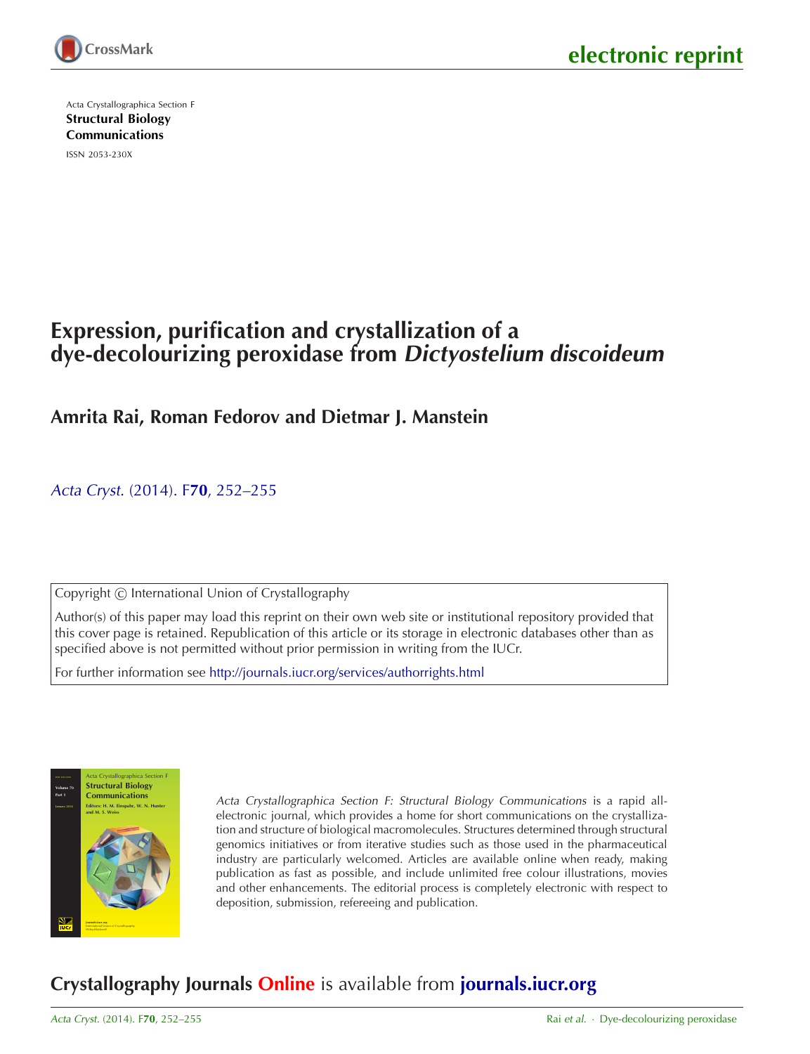electronic reprint

Acta Crystallographica Section F
**Structural Biology Communications**
ISSN 2053-230X

# Expression, purification and crystallization of a dye-decolourizing peroxidase from *Dictyostelium discoideum*

**Amrita Rai, Roman Fedorov and Dietmar J. Manstein**

*Acta Cryst.* (2014). F**70**, 252–255

Copyright © International Union of Crystallography

Author(s) of this paper may load this reprint on their own web site or institutional repository provided that this cover page is retained. Republication of this article or its storage in electronic databases other than as specified above is not permitted without prior permission in writing from the IUCr.

For further information see http://journals.iucr.org/services/authorrights.html

*Acta Crystallographica Section F: Structural Biology Communications* is a rapid all-electronic journal, which provides a home for short communications on the crystallization and structure of biological macromolecules. Structures determined through structural genomics initiatives or from iterative studies such as those used in the pharmaceutical industry are particularly welcomed. Articles are available online when ready, making publication as fast as possible, and include unlimited free colour illustrations, movies and other enhancements. The editorial process is completely electronic with respect to deposition, submission, refereeing and publication.

**Crystallography Journals Online** is available from **journals.iucr.org**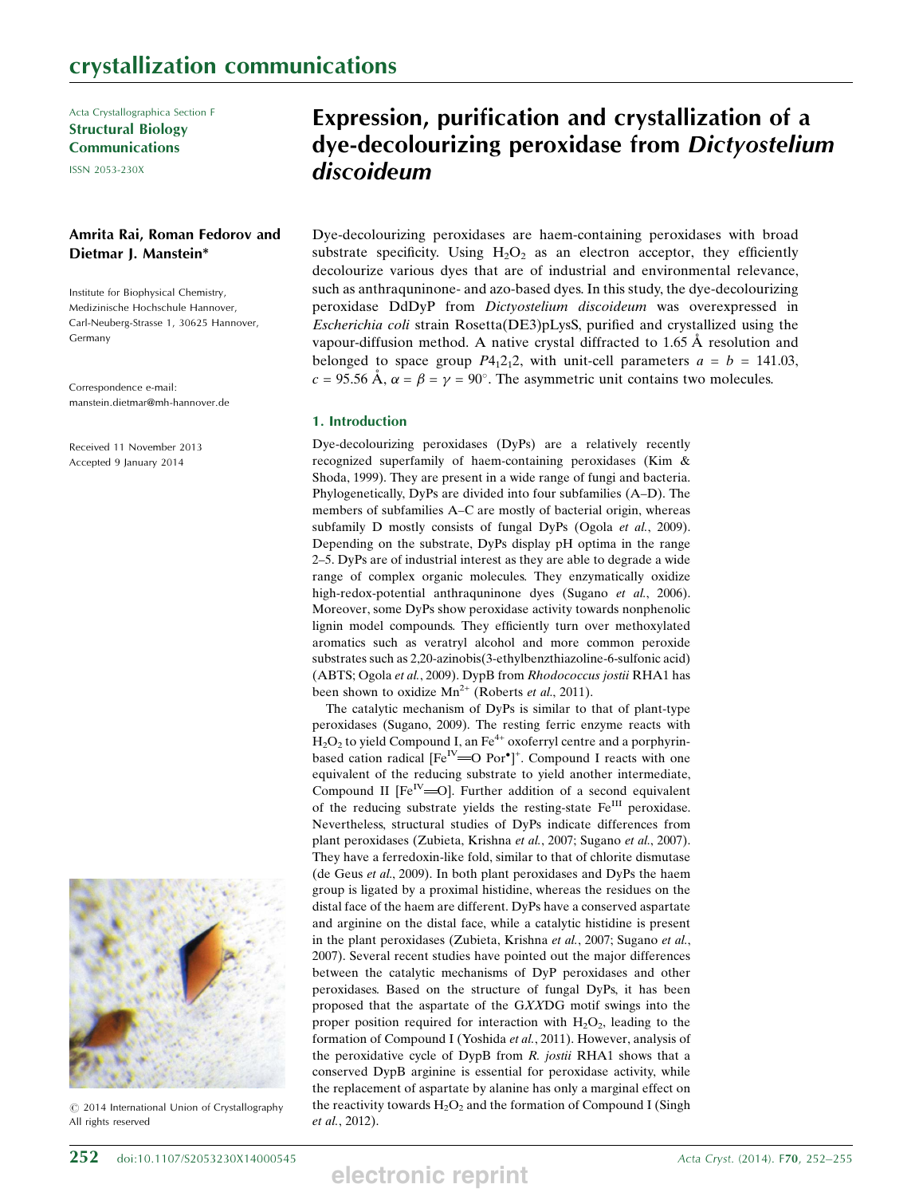# crystallization communications

Acta Crystallographica Section F
**Structural Biology Communications**
ISSN 2053-230X

# Expression, purification and crystallization of a dye-decolourizing peroxidase from *Dictyostelium discoideum*

**Amrita Rai, Roman Fedorov and Dietmar J. Manstein***

Institute for Biophysical Chemistry, Medizinische Hochschule Hannover, Carl-Neuberg-Strasse 1, 30625 Hannover, Germany

Correspondence e-mail: manstein.dietmar@mh-hannover.de

Received 11 November 2013
Accepted 9 January 2014

© 2014 International Union of Crystallography
All rights reserved

Dye-decolourizing peroxidases are haem-containing peroxidases with broad substrate specificity. Using $H_2O_2$ as an electron acceptor, they efficiently decolourize various dyes that are of industrial and environmental relevance, such as anthraquninone- and azo-based dyes. In this study, the dye-decolourizing peroxidase DdDyP from *Dictyostelium discoideum* was overexpressed in *Escherichia coli* strain Rosetta(DE3)pLysS, purified and crystallized using the vapour-diffusion method. A native crystal diffracted to 1.65 Å resolution and belonged to space group $P4_12_12$, with unit-cell parameters $a = b = 141.03$, $c = 95.56$ Å, $\alpha = \beta = \gamma = 90°$. The asymmetric unit contains two molecules.

## 1. Introduction

Dye-decolourizing peroxidases (DyPs) are a relatively recently recognized superfamily of haem-containing peroxidases (Kim & Shoda, 1999). They are present in a wide range of fungi and bacteria. Phylogenetically, DyPs are divided into four subfamilies (A–D). The members of subfamilies A–C are mostly of bacterial origin, whereas subfamily D mostly consists of fungal DyPs (Ogola *et al.*, 2009). Depending on the substrate, DyPs display pH optima in the range 2–5. DyPs are of industrial interest as they are able to degrade a wide range of complex organic molecules. They enzymatically oxidize high-redox-potential anthraquninone dyes (Sugano *et al.*, 2006). Moreover, some DyPs show peroxidase activity towards nonphenolic lignin model compounds. They efficiently turn over methoxylated aromatics such as veratryl alcohol and more common peroxide substrates such as 2,20-azinobis(3-ethylbenzthiazoline-6-sulfonic acid) (ABTS; Ogola *et al.*, 2009). DypB from *Rhodococcus jostii* RHA1 has been shown to oxidize $Mn^{2+}$ (Roberts *et al.*, 2011).

The catalytic mechanism of DyPs is similar to that of plant-type peroxidases (Sugano, 2009). The resting ferric enzyme reacts with $H_2O_2$ to yield Compound I, an $Fe^{4+}$ oxoferryl centre and a porphyrin-based cation radical $[Fe^{IV}{=}O\ Por^{\bullet}]^{+}$. Compound I reacts with one equivalent of the reducing substrate to yield another intermediate, Compound II $[Fe^{IV}{=}O]$. Further addition of a second equivalent of the reducing substrate yields the resting-state $Fe^{III}$ peroxidase. Nevertheless, structural studies of DyPs indicate differences from plant peroxidases (Zubieta, Krishna *et al.*, 2007; Sugano *et al.*, 2007). They have a ferredoxin-like fold, similar to that of chlorite dismutase (de Geus *et al.*, 2009). In both plant peroxidases and DyPs the haem group is ligated by a proximal histidine, whereas the residues on the distal face of the haem are different. DyPs have a conserved aspartate and arginine on the distal face, while a catalytic histidine is present in the plant peroxidases (Zubieta, Krishna *et al.*, 2007; Sugano *et al.*, 2007). Several recent studies have pointed out the major differences between the catalytic mechanisms of DyP peroxidases and other peroxidases. Based on the structure of fungal DyPs, it has been proposed that the aspartate of the G*XX*DG motif swings into the proper position required for interaction with $H_2O_2$, leading to the formation of Compound I (Yoshida *et al.*, 2011). However, analysis of the peroxidative cycle of DypB from *R. jostii* RHA1 shows that a conserved DypB arginine is essential for peroxidase activity, while the replacement of aspartate by alanine has only a marginal effect on the reactivity towards $H_2O_2$ and the formation of Compound I (Singh *et al.*, 2012).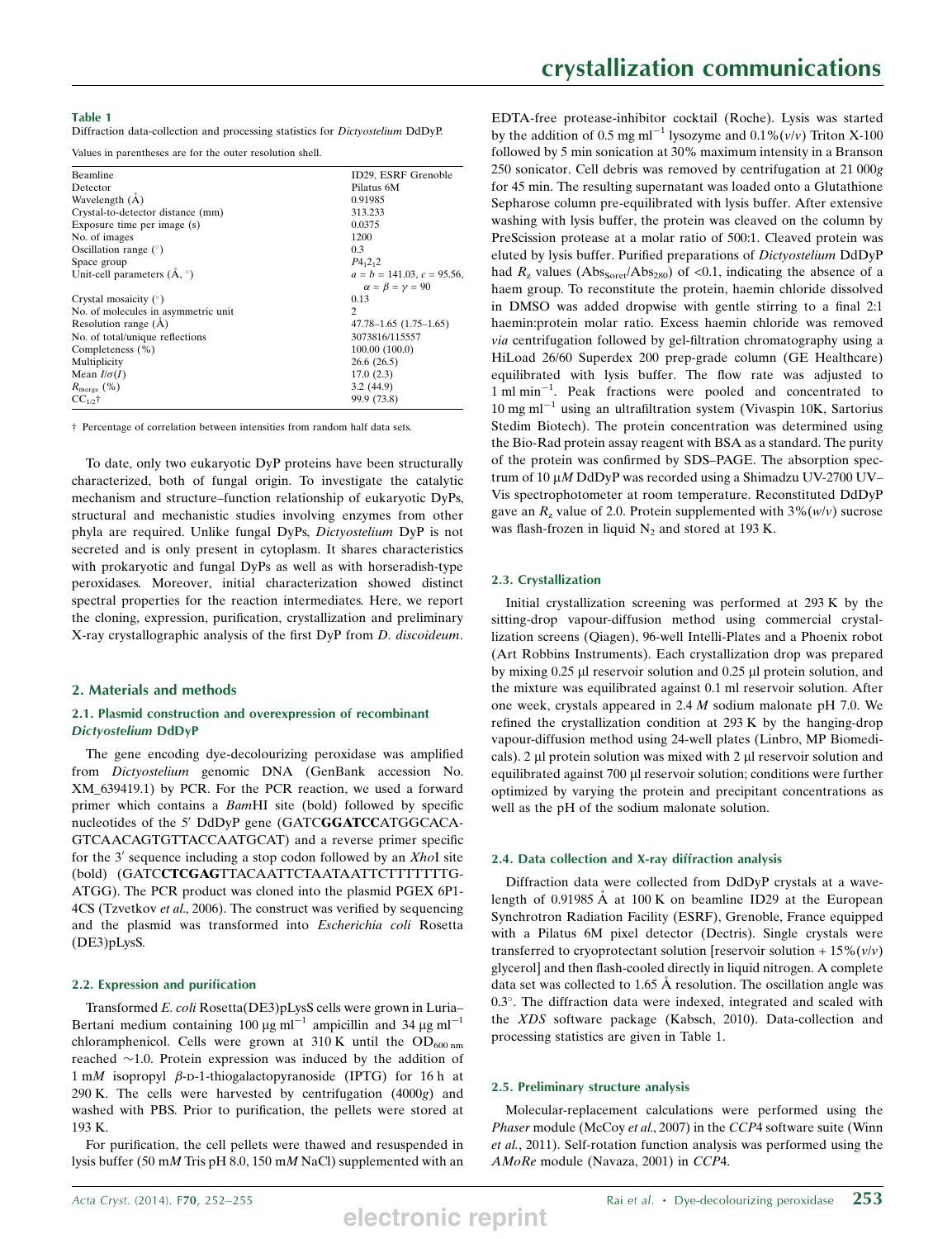**Table 1**
Diffraction data-collection and processing statistics for *Dictyostelium* DdDyP.

Values in parentheses are for the outer resolution shell.

| | |
|---|---|
| Beamline | ID29, ESRF Grenoble |
| Detector | Pilatus 6M |
| Wavelength (Å) | 0.91985 |
| Crystal-to-detector distance (mm) | 313.233 |
| Exposure time per image (s) | 0.0375 |
| No. of images | 1200 |
| Oscillation range (°) | 0.3 |
| Space group | $P4_12_12$ |
| Unit-cell parameters (Å, °) | $a = b = 141.03$, $c = 95.56$, $\alpha = \beta = \gamma = 90$ |
| Crystal mosaicity (°) | 0.13 |
| No. of molecules in asymmetric unit | 2 |
| Resolution range (Å) | 47.78–1.65 (1.75–1.65) |
| No. of total/unique reflections | 3073816/115557 |
| Completeness (%) | 100.00 (100.0) |
| Multiplicity | 26.6 (26.5) |
| Mean $I/\sigma(I)$ | 17.0 (2.3) |
| $R_{merge}$ (%) | 3.2 (44.9) |
| $CC_{1/2}$† | 99.9 (73.8) |

† Percentage of correlation between intensities from random half data sets.

To date, only two eukaryotic DyP proteins have been structurally characterized, both of fungal origin. To investigate the catalytic mechanism and structure–function relationship of eukaryotic DyPs, structural and mechanistic studies involving enzymes from other phyla are required. Unlike fungal DyPs, *Dictyostelium* DyP is not secreted and is only present in cytoplasm. It shares characteristics with prokaryotic and fungal DyPs as well as with horseradish-type peroxidases. Moreover, initial characterization showed distinct spectral properties for the reaction intermediates. Here, we report the cloning, expression, purification, crystallization and preliminary X-ray crystallographic analysis of the first DyP from *D. discoideum*.

## 2. Materials and methods

### 2.1. Plasmid construction and overexpression of recombinant *Dictyostelium* DdDyP

The gene encoding dye-decolourizing peroxidase was amplified from *Dictyostelium* genomic DNA (GenBank accession No. XM_639419.1) by PCR. For the PCR reaction, we used a forward primer which contains a *Bam*HI site (bold) followed by specific nucleotides of the 5′ DdDyP gene (GATC**GGATCC**ATGGCACA-GTCAACAGTGTTACCAATGCAT) and a reverse primer specific for the 3′ sequence including a stop codon followed by an *Xho*I site (bold) (GATC**CTCGAG**TTACAATTCTAATAATTCTTTTTTG-ATGG). The PCR product was cloned into the plasmid PGEX 6P1-4CS (Tzvetkov *et al.*, 2006). The construct was verified by sequencing and the plasmid was transformed into *Escherichia coli* Rosetta (DE3)pLysS.

### 2.2. Expression and purification

Transformed *E. coli* Rosetta(DE3)pLysS cells were grown in Luria–Bertani medium containing 100 µg ml$^{-1}$ ampicillin and 34 µg ml$^{-1}$ chloramphenicol. Cells were grown at 310 K until the $OD_{600\,nm}$ reached ~1.0. Protein expression was induced by the addition of 1 m*M* isopropyl β-D-1-thiogalactopyranoside (IPTG) for 16 h at 290 K. The cells were harvested by centrifugation (4000*g*) and washed with PBS. Prior to purification, the pellets were stored at 193 K.

For purification, the cell pellets were thawed and resuspended in lysis buffer (50 m*M* Tris pH 8.0, 150 m*M* NaCl) supplemented with an EDTA-free protease-inhibitor cocktail (Roche). Lysis was started by the addition of 0.5 mg ml$^{-1}$ lysozyme and 0.1%(*v*/*v*) Triton X-100 followed by 5 min sonication at 30% maximum intensity in a Branson 250 sonicator. Cell debris was removed by centrifugation at 21 000*g* for 45 min. The resulting supernatant was loaded onto a Glutathione Sepharose column pre-equilibrated with lysis buffer. After extensive washing with lysis buffer, the protein was cleaved on the column by PreScission protease at a molar ratio of 500:1. Cleaved protein was eluted by lysis buffer. Purified preparations of *Dictyostelium* DdDyP had $R_z$ values ($Abs_{Soret}/Abs_{280}$) of <0.1, indicating the absence of a haem group. To reconstitute the protein, haemin chloride dissolved in DMSO was added dropwise with gentle stirring to a final 2:1 haemin:protein molar ratio. Excess haemin chloride was removed *via* centrifugation followed by gel-filtration chromatography using a HiLoad 26/60 Superdex 200 prep-grade column (GE Healthcare) equilibrated with lysis buffer. The flow rate was adjusted to 1 ml min$^{-1}$. Peak fractions were pooled and concentrated to 10 mg ml$^{-1}$ using an ultrafiltration system (Vivaspin 10K, Sartorius Stedim Biotech). The protein concentration was determined using the Bio-Rad protein assay reagent with BSA as a standard. The purity of the protein was confirmed by SDS–PAGE. The absorption spectrum of 10 µ*M* DdDyP was recorded using a Shimadzu UV-2700 UV–Vis spectrophotometer at room temperature. Reconstituted DdDyP gave an $R_z$ value of 2.0. Protein supplemented with 3%(*w*/*v*) sucrose was flash-frozen in liquid $N_2$ and stored at 193 K.

### 2.3. Crystallization

Initial crystallization screening was performed at 293 K by the sitting-drop vapour-diffusion method using commercial crystallization screens (Qiagen), 96-well Intelli-Plates and a Phoenix robot (Art Robbins Instruments). Each crystallization drop was prepared by mixing 0.25 µl reservoir solution and 0.25 µl protein solution, and the mixture was equilibrated against 0.1 ml reservoir solution. After one week, crystals appeared in 2.4 *M* sodium malonate pH 7.0. We refined the crystallization condition at 293 K by the hanging-drop vapour-diffusion method using 24-well plates (Linbro, MP Biomedicals). 2 µl protein solution was mixed with 2 µl reservoir solution and equilibrated against 700 µl reservoir solution; conditions were further optimized by varying the protein and precipitant concentrations as well as the pH of the sodium malonate solution.

### 2.4. Data collection and X-ray diffraction analysis

Diffraction data were collected from DdDyP crystals at a wavelength of 0.91985 Å at 100 K on beamline ID29 at the European Synchrotron Radiation Facility (ESRF), Grenoble, France equipped with a Pilatus 6M pixel detector (Dectris). Single crystals were transferred to cryoprotectant solution [reservoir solution + 15%(*v*/*v*) glycerol] and then flash-cooled directly in liquid nitrogen. A complete data set was collected to 1.65 Å resolution. The oscillation angle was 0.3°. The diffraction data were indexed, integrated and scaled with the *XDS* software package (Kabsch, 2010). Data-collection and processing statistics are given in Table 1.

### 2.5. Preliminary structure analysis

Molecular-replacement calculations were performed using the *Phaser* module (McCoy *et al.*, 2007) in the *CCP*4 software suite (Winn *et al.*, 2011). Self-rotation function analysis was performed using the *AMoRe* module (Navaza, 2001) in *CCP*4.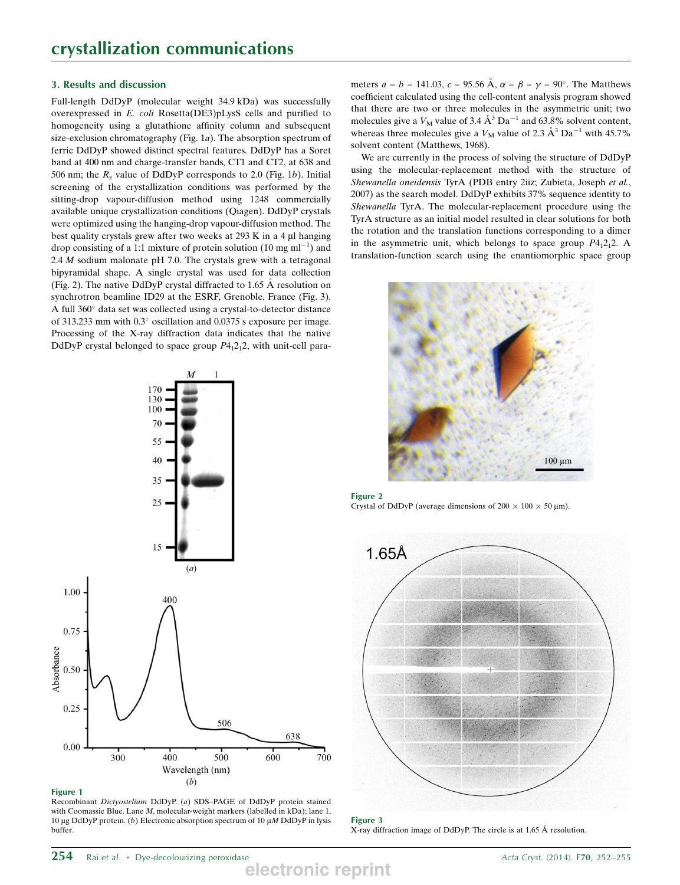## 3. Results and discussion

Full-length DdDyP (molecular weight 34.9 kDa) was successfully overexpressed in *E. coli* Rosetta(DE3)pLysS cells and purified to homogeneity using a glutathione affinity column and subsequent size-exclusion chromatography (Fig. 1*a*). The absorption spectrum of ferric DdDyP showed distinct spectral features. DdDyP has a Soret band at 400 nm and charge-transfer bands, CT1 and CT2, at 638 and 506 nm; the $R_z$ value of DdDyP corresponds to 2.0 (Fig. 1*b*). Initial screening of the crystallization conditions was performed by the sitting-drop vapour-diffusion method using 1248 commercially available unique crystallization conditions (Qiagen). DdDyP crystals were optimized using the hanging-drop vapour-diffusion method. The best quality crystals grew after two weeks at 293 K in a 4 µl hanging drop consisting of a 1:1 mixture of protein solution (10 mg ml$^{-1}$) and 2.4 *M* sodium malonate pH 7.0. The crystals grew with a tetragonal bipyramidal shape. A single crystal was used for data collection (Fig. 2). The native DdDyP crystal diffracted to 1.65 Å resolution on synchrotron beamline ID29 at the ESRF, Grenoble, France (Fig. 3). A full 360° data set was collected using a crystal-to-detector distance of 313.233 mm with 0.3° oscillation and 0.0375 s exposure per image. Processing of the X-ray diffraction data indicates that the native DdDyP crystal belonged to space group $P4_12_12$, with unit-cell parameters $a = b = 141.03$, $c = 95.56$ Å, $\alpha = \beta = \gamma = 90°$. The Matthews coefficient calculated using the cell-content analysis program showed that there are two or three molecules in the asymmetric unit; two molecules give a $V_M$ value of 3.4 Å$^3$ Da$^{-1}$ and 63.8% solvent content, whereas three molecules give a $V_M$ value of 2.3 Å$^3$ Da$^{-1}$ with 45.7% solvent content (Matthews, 1968).

We are currently in the process of solving the structure of DdDyP using the molecular-replacement method with the structure of *Shewanella oneidensis* TyrA (PDB entry 2iiz; Zubieta, Joseph *et al.*, 2007) as the search model. DdDyP exhibits 37% sequence identity to *Shewanella* TyrA. The molecular-replacement procedure using the TyrA structure as an initial model resulted in clear solutions for both the rotation and the translation functions corresponding to a dimer in the asymmetric unit, which belongs to space group $P4_12_12$. A translation-function search using the enantiomorphic space group

**Figure 1**
Recombinant *Dictyostelium* DdDyP. (*a*) SDS–PAGE of DdDyP protein stained with Coomassie Blue. Lane *M*, molecular-weight markers (labelled in kDa); lane 1, 10 µg DdDyP protein. (*b*) Electronic absorption spectrum of 10 µ*M* DdDyP in lysis buffer.

**Figure 2**
Crystal of DdDyP (average dimensions of 200 × 100 × 50 µm).

**Figure 3**
X-ray diffraction image of DdDyP. The circle is at 1.65 Å resolution.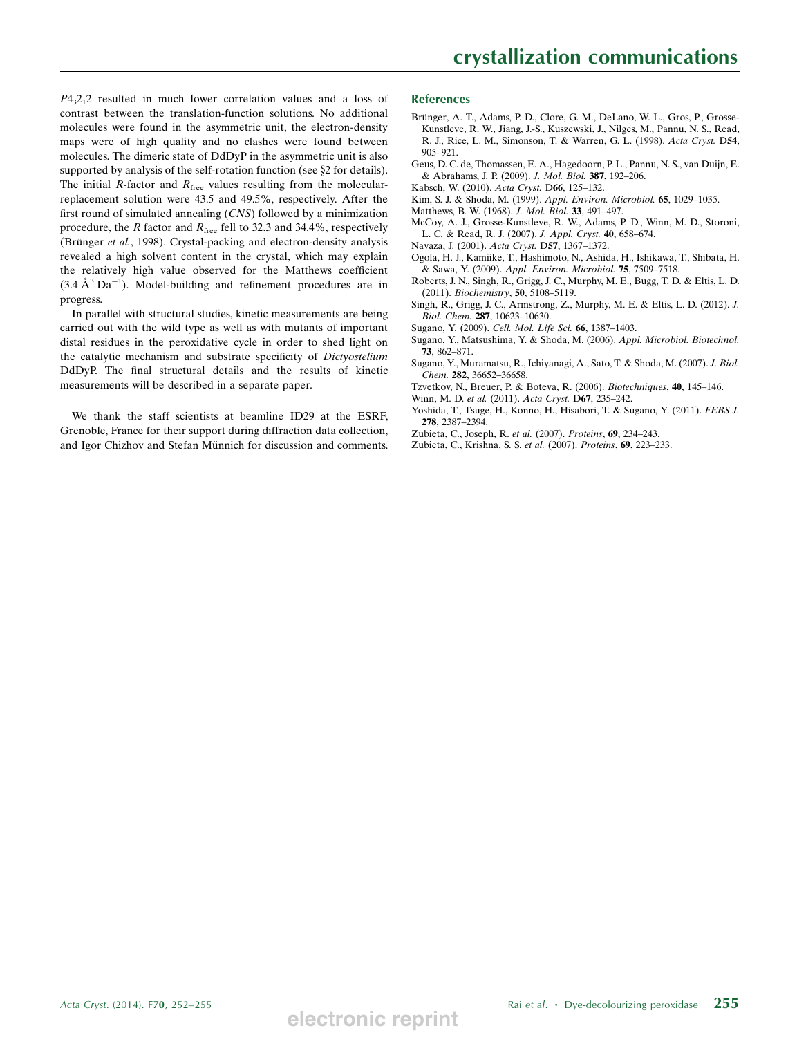$P4_32_12$ resulted in much lower correlation values and a loss of contrast between the translation-function solutions. No additional molecules were found in the asymmetric unit, the electron-density maps were of high quality and no clashes were found between molecules. The dimeric state of DdDyP in the asymmetric unit is also supported by analysis of the self-rotation function (see §2 for details). The initial $R$-factor and $R_{\rm free}$ values resulting from the molecular-replacement solution were 43.5 and 49.5%, respectively. After the first round of simulated annealing (*CNS*) followed by a minimization procedure, the $R$ factor and $R_{\rm free}$ fell to 32.3 and 34.4%, respectively (Brünger *et al.*, 1998). Crystal-packing and electron-density analysis revealed a high solvent content in the crystal, which may explain the relatively high value observed for the Matthews coefficient ($3.4\ \text{Å}^3\ \text{Da}^{-1}$). Model-building and refinement procedures are in progress.

In parallel with structural studies, kinetic measurements are being carried out with the wild type as well as with mutants of important distal residues in the peroxidative cycle in order to shed light on the catalytic mechanism and substrate specificity of *Dictyostelium* DdDyP. The final structural details and the results of kinetic measurements will be described in a separate paper.

We thank the staff scientists at beamline ID29 at the ESRF, Grenoble, France for their support during diffraction data collection, and Igor Chizhov and Stefan Münnich for discussion and comments.

## References

Brünger, A. T., Adams, P. D., Clore, G. M., DeLano, W. L., Gros, P., Grosse-Kunstleve, R. W., Jiang, J.-S., Kuszewski, J., Nilges, M., Pannu, N. S., Read, R. J., Rice, L. M., Simonson, T. & Warren, G. L. (1998). *Acta Cryst.* D**54**, 905–921.

Geus, D. C. de, Thomassen, E. A., Hagedoorn, P. L., Pannu, N. S., van Duijn, E. & Abrahams, J. P. (2009). *J. Mol. Biol.* **387**, 192–206.

Kabsch, W. (2010). *Acta Cryst.* D**66**, 125–132.

Kim, S. J. & Shoda, M. (1999). *Appl. Environ. Microbiol.* **65**, 1029–1035.

Matthews, B. W. (1968). *J. Mol. Biol.* **33**, 491–497.

McCoy, A. J., Grosse-Kunstleve, R. W., Adams, P. D., Winn, M. D., Storoni, L. C. & Read, R. J. (2007). *J. Appl. Cryst.* **40**, 658–674.

Navaza, J. (2001). *Acta Cryst.* D**57**, 1367–1372.

Ogola, H. J., Kamiike, T., Hashimoto, N., Ashida, H., Ishikawa, T., Shibata, H. & Sawa, Y. (2009). *Appl. Environ. Microbiol.* **75**, 7509–7518.

Roberts, J. N., Singh, R., Grigg, J. C., Murphy, M. E., Bugg, T. D. & Eltis, L. D. (2011). *Biochemistry*, **50**, 5108–5119.

Singh, R., Grigg, J. C., Armstrong, Z., Murphy, M. E. & Eltis, L. D. (2012). *J. Biol. Chem.* **287**, 10623–10630.

Sugano, Y. (2009). *Cell. Mol. Life Sci.* **66**, 1387–1403.

Sugano, Y., Matsushima, Y. & Shoda, M. (2006). *Appl. Microbiol. Biotechnol.* **73**, 862–871.

Sugano, Y., Muramatsu, R., Ichiyanagi, A., Sato, T. & Shoda, M. (2007). *J. Biol. Chem.* **282**, 36652–36658.

Tzvetkov, N., Breuer, P. & Boteva, R. (2006). *Biotechniques*, **40**, 145–146.

Winn, M. D. *et al.* (2011). *Acta Cryst.* D**67**, 235–242.

Yoshida, T., Tsuge, H., Konno, H., Hisabori, T. & Sugano, Y. (2011). *FEBS J.* **278**, 2387–2394.

Zubieta, C., Joseph, R. *et al.* (2007). *Proteins*, **69**, 234–243.

Zubieta, C., Krishna, S. S. *et al.* (2007). *Proteins*, **69**, 223–233.